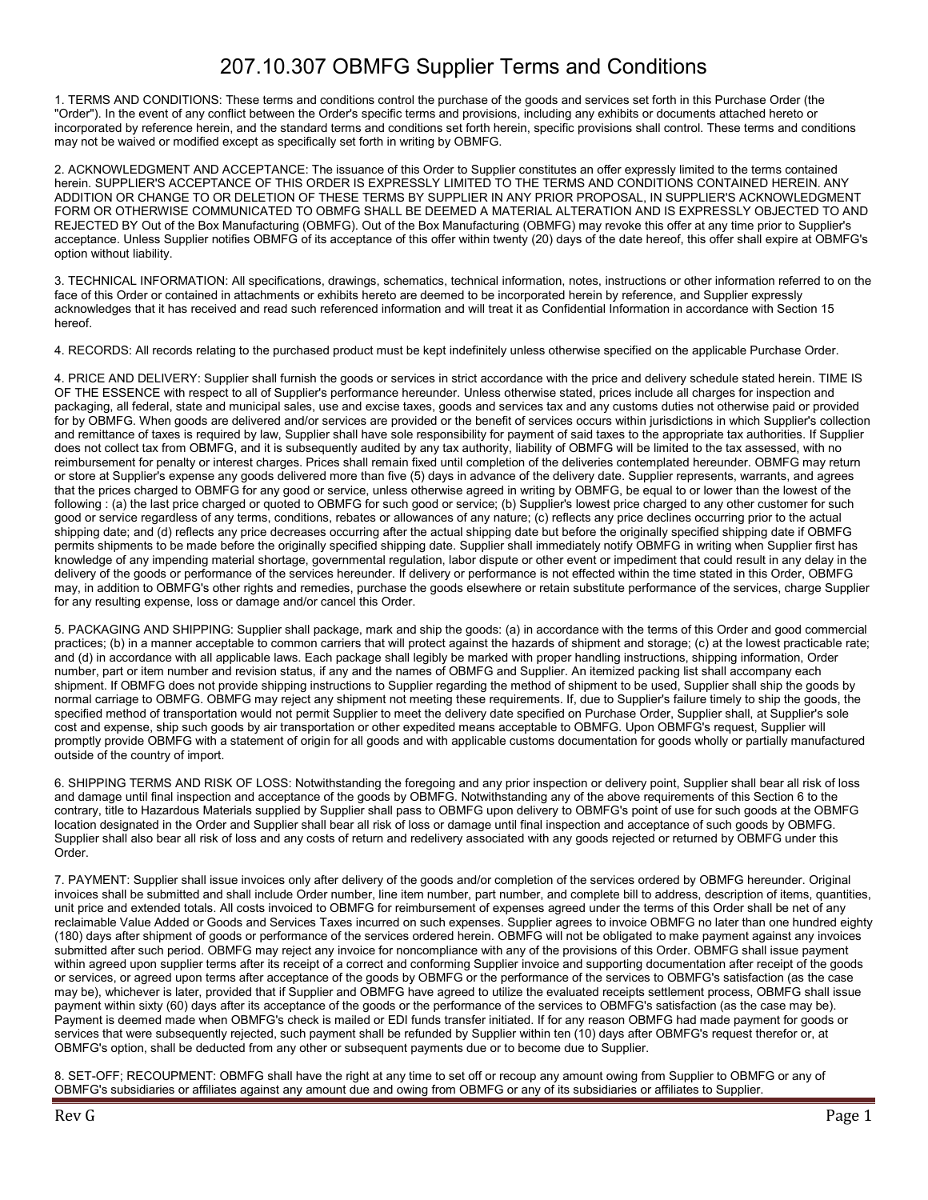# 207.10.307 OBMFG Supplier Terms and Conditions

1. TERMS AND CONDITIONS: These terms and conditions control the purchase of the goods and services set forth in this Purchase Order (the "Order"). In the event of any conflict between the Order's specific terms and provisions, including any exhibits or documents attached hereto or incorporated by reference herein, and the standard terms and conditions set forth herein, specific provisions shall control. These terms and conditions may not be waived or modified except as specifically set forth in writing by OBMFG.

2. ACKNOWLEDGMENT AND ACCEPTANCE: The issuance of this Order to Supplier constitutes an offer expressly limited to the terms contained herein. SUPPLIER'S ACCEPTANCE OF THIS ORDER IS EXPRESSLY LIMITED TO THE TERMS AND CONDITIONS CONTAINED HEREIN. ANY ADDITION OR CHANGE TO OR DELETION OF THESE TERMS BY SUPPLIER IN ANY PRIOR PROPOSAL, IN SUPPLIER'S ACKNOWLEDGMENT FORM OR OTHERWISE COMMUNICATED TO OBMFG SHALL BE DEEMED A MATERIAL ALTERATION AND IS EXPRESSLY OBJECTED TO AND REJECTED BY Out of the Box Manufacturing (OBMFG). Out of the Box Manufacturing (OBMFG) may revoke this offer at any time prior to Supplier's acceptance. Unless Supplier notifies OBMFG of its acceptance of this offer within twenty (20) days of the date hereof, this offer shall expire at OBMFG's option without liability.

3. TECHNICAL INFORMATION: All specifications, drawings, schematics, technical information, notes, instructions or other information referred to on the face of this Order or contained in attachments or exhibits hereto are deemed to be incorporated herein by reference, and Supplier expressly acknowledges that it has received and read such referenced information and will treat it as Confidential Information in accordance with Section 15 hereof.

4. RECORDS: All records relating to the purchased product must be kept indefinitely unless otherwise specified on the applicable Purchase Order.

4. PRICE AND DELIVERY: Supplier shall furnish the goods or services in strict accordance with the price and delivery schedule stated herein. TIME IS OF THE ESSENCE with respect to all of Supplier's performance hereunder. Unless otherwise stated, prices include all charges for inspection and packaging, all federal, state and municipal sales, use and excise taxes, goods and services tax and any customs duties not otherwise paid or provided for by OBMFG. When goods are delivered and/or services are provided or the benefit of services occurs within jurisdictions in which Supplier's collection and remittance of taxes is required by law, Supplier shall have sole responsibility for payment of said taxes to the appropriate tax authorities. If Supplier does not collect tax from OBMFG, and it is subsequently audited by any tax authority, liability of OBMFG will be limited to the tax assessed, with no reimbursement for penalty or interest charges. Prices shall remain fixed until completion of the deliveries contemplated hereunder. OBMFG may return or store at Supplier's expense any goods delivered more than five (5) days in advance of the delivery date. Supplier represents, warrants, and agrees that the prices charged to OBMFG for any good or service, unless otherwise agreed in writing by OBMFG, be equal to or lower than the lowest of the following : (a) the last price charged or quoted to OBMFG for such good or service; (b) Supplier's lowest price charged to any other customer for such good or service regardless of any terms, conditions, rebates or allowances of any nature; (c) reflects any price declines occurring prior to the actual shipping date; and (d) reflects any price decreases occurring after the actual shipping date but before the originally specified shipping date if OBMFG permits shipments to be made before the originally specified shipping date. Supplier shall immediately notify OBMFG in writing when Supplier first has knowledge of any impending material shortage, governmental regulation, labor dispute or other event or impediment that could result in any delay in the delivery of the goods or performance of the services hereunder. If delivery or performance is not effected within the time stated in this Order, OBMFG may, in addition to OBMFG's other rights and remedies, purchase the goods elsewhere or retain substitute performance of the services, charge Supplier for any resulting expense, loss or damage and/or cancel this Order.

5. PACKAGING AND SHIPPING: Supplier shall package, mark and ship the goods: (a) in accordance with the terms of this Order and good commercial practices; (b) in a manner acceptable to common carriers that will protect against the hazards of shipment and storage; (c) at the lowest practicable rate; and (d) in accordance with all applicable laws. Each package shall legibly be marked with proper handling instructions, shipping information, Order number, part or item number and revision status, if any and the names of OBMFG and Supplier. An itemized packing list shall accompany each shipment. If OBMFG does not provide shipping instructions to Supplier regarding the method of shipment to be used, Supplier shall ship the goods by normal carriage to OBMFG. OBMFG may reject any shipment not meeting these requirements. If, due to Supplier's failure timely to ship the goods, the specified method of transportation would not permit Supplier to meet the delivery date specified on Purchase Order, Supplier shall, at Supplier's sole cost and expense, ship such goods by air transportation or other expedited means acceptable to OBMFG. Upon OBMFG's request, Supplier will promptly provide OBMFG with a statement of origin for all goods and with applicable customs documentation for goods wholly or partially manufactured outside of the country of import.

6. SHIPPING TERMS AND RISK OF LOSS: Notwithstanding the foregoing and any prior inspection or delivery point, Supplier shall bear all risk of loss and damage until final inspection and acceptance of the goods by OBMFG. Notwithstanding any of the above requirements of this Section 6 to the contrary, title to Hazardous Materials supplied by Supplier shall pass to OBMFG upon delivery to OBMFG's point of use for such goods at the OBMFG location designated in the Order and Supplier shall bear all risk of loss or damage until final inspection and acceptance of such goods by OBMFG. Supplier shall also bear all risk of loss and any costs of return and redelivery associated with any goods rejected or returned by OBMFG under this Order.

7. PAYMENT: Supplier shall issue invoices only after delivery of the goods and/or completion of the services ordered by OBMFG hereunder. Original invoices shall be submitted and shall include Order number, line item number, part number, and complete bill to address, description of items, quantities, unit price and extended totals. All costs invoiced to OBMFG for reimbursement of expenses agreed under the terms of this Order shall be net of any reclaimable Value Added or Goods and Services Taxes incurred on such expenses. Supplier agrees to invoice OBMFG no later than one hundred eighty (180) days after shipment of goods or performance of the services ordered herein. OBMFG will not be obligated to make payment against any invoices submitted after such period. OBMFG may reject any invoice for noncompliance with any of the provisions of this Order. OBMFG shall issue payment within agreed upon supplier terms after its receipt of a correct and conforming Supplier invoice and supporting documentation after receipt of the goods or services, or agreed upon terms after acceptance of the goods by OBMFG or the performance of the services to OBMFG's satisfaction (as the case may be), whichever is later, provided that if Supplier and OBMFG have agreed to utilize the evaluated receipts settlement process, OBMFG shall issue payment within sixty (60) days after its acceptance of the goods or the performance of the services to OBMFG's satisfaction (as the case may be). Payment is deemed made when OBMFG's check is mailed or EDI funds transfer initiated. If for any reason OBMFG had made payment for goods or services that were subsequently rejected, such payment shall be refunded by Supplier within ten (10) days after OBMFG's request therefor or, at OBMFG's option, shall be deducted from any other or subsequent payments due or to become due to Supplier.

8. SET-OFF; RECOUPMENT: OBMFG shall have the right at any time to set off or recoup any amount owing from Supplier to OBMFG or any of OBMFG's subsidiaries or affiliates against any amount due and owing from OBMFG or any of its subsidiaries or affiliates to Supplier.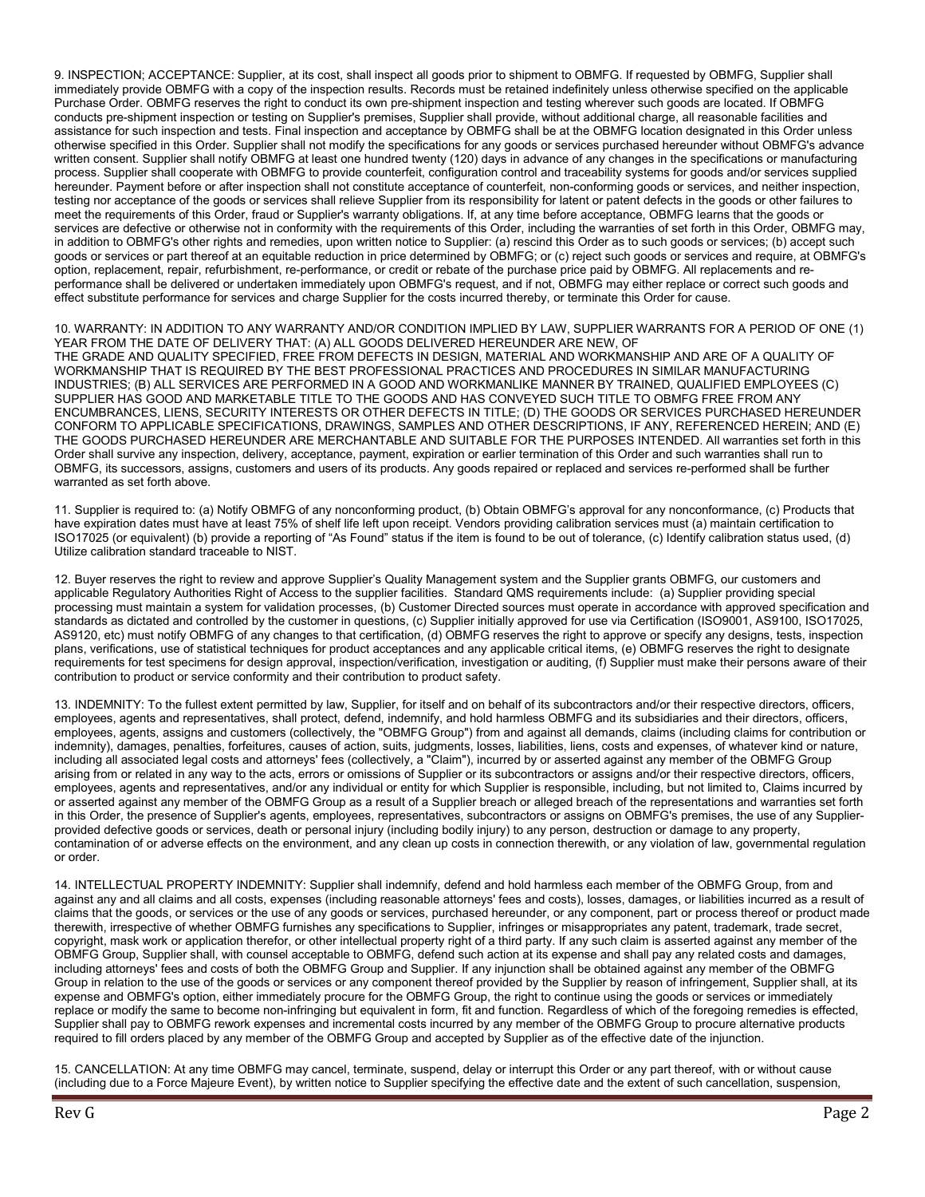9. INSPECTION; ACCEPTANCE: Supplier, at its cost, shall inspect all goods prior to shipment to OBMFG. If requested by OBMFG, Supplier shall immediately provide OBMFG with a copy of the inspection results. Records must be retained indefinitely unless otherwise specified on the applicable Purchase Order. OBMFG reserves the right to conduct its own pre-shipment inspection and testing wherever such goods are located. If OBMFG conducts pre-shipment inspection or testing on Supplier's premises, Supplier shall provide, without additional charge, all reasonable facilities and assistance for such inspection and tests. Final inspection and acceptance by OBMFG shall be at the OBMFG location designated in this Order unless otherwise specified in this Order. Supplier shall not modify the specifications for any goods or services purchased hereunder without OBMFG's advance written consent. Supplier shall notify OBMFG at least one hundred twenty (120) days in advance of any changes in the specifications or manufacturing process. Supplier shall cooperate with OBMFG to provide counterfeit, configuration control and traceability systems for goods and/or services supplied hereunder. Payment before or after inspection shall not constitute acceptance of counterfeit, non-conforming goods or services, and neither inspection, testing nor acceptance of the goods or services shall relieve Supplier from its responsibility for latent or patent defects in the goods or other failures to meet the requirements of this Order, fraud or Supplier's warranty obligations. If, at any time before acceptance, OBMFG learns that the goods or services are defective or otherwise not in conformity with the requirements of this Order, including the warranties of set forth in this Order, OBMFG may, in addition to OBMFG's other rights and remedies, upon written notice to Supplier: (a) rescind this Order as to such goods or services; (b) accept such goods or services or part thereof at an equitable reduction in price determined by OBMFG; or (c) reject such goods or services and require, at OBMFG's option, replacement, repair, refurbishment, re-performance, or credit or rebate of the purchase price paid by OBMFG. All replacements and re-performance shall be delivered or undertaken immediately upon OBMFG's request, and if not, OBMFG may either replace or correct such goods and effect substitute performance for services and charge Supplier for the costs incurred thereby, or terminate this Order for cause.

10. WARRANTY: IN ADDITION TO ANY WARRANTY AND/OR CONDITION IMPLIED BY LAW, SUPPLIER WARRANTS FOR A PERIOD OF ONE (1) YEAR FROM THE DATE OF DELIVERY THAT: (A) ALL GOODS DELIVERED HEREUNDER ARE NEW, OF THE GRADE AND QUALITY SPECIFIED, FREE FROM DEFECTS IN DESIGN, MATERIAL AND WORKMANSHIP AND ARE OF A QUALITY OF WORKMANSHIP THAT IS REQUIRED BY THE BEST PROFESSIONAL PRACTICES AND PROCEDURES IN SIMILAR MANUFACTURING INDUSTRIES; (B) ALL SERVICES ARE PERFORMED IN A GOOD AND WORKMANLIKE MANNER BY TRAINED, QUALIFIED EMPLOYEES (C) SUPPLIER HAS GOOD AND MARKETABLE TITLE TO THE GOODS AND HAS CONVEYED SUCH TITLE TO OBMFG FREE FROM ANY ENCUMBRANCES, LIENS, SECURITY INTERESTS OR OTHER DEFECTS IN TITLE; (D) THE GOODS OR SERVICES PURCHASED HEREUNDER CONFORM TO APPLICABLE SPECIFICATIONS, DRAWINGS, SAMPLES AND OTHER DESCRIPTIONS, IF ANY, REFERENCED HEREIN; AND (E) THE GOODS PURCHASED HEREUNDER ARE MERCHANTABLE AND SUITABLE FOR THE PURPOSES INTENDED. All warranties set forth in this Order shall survive any inspection, delivery, acceptance, payment, expiration or earlier termination of this Order and such warranties shall run to OBMFG, its successors, assigns, customers and users of its products. Any goods repaired or replaced and services re-performed shall be further warranted as set forth above.

11. Supplier is required to: (a) Notify OBMFG of any nonconforming product, (b) Obtain OBMFG's approval for any nonconformance, (c) Products that have expiration dates must have at least 75% of shelf life left upon receipt. Vendors providing calibration services must (a) maintain certification to ISO17025 (or equivalent) (b) provide a reporting of "As Found" status if the item is found to be out of tolerance, (c) Identify calibration status used, (d) Utilize calibration standard traceable to NIST.

12. Buyer reserves the right to review and approve Supplier's Quality Management system and the Supplier grants OBMFG, our customers and applicable Regulatory Authorities Right of Access to the supplier facilities. Standard QMS requirements include: (a) Supplier providing special processing must maintain a system for validation processes, (b) Customer Directed sources must operate in accordance with approved specification and standards as dictated and controlled by the customer in questions, (c) Supplier initially approved for use via Certification (ISO9001, AS9100, ISO17025, AS9120, etc) must notify OBMFG of any changes to that certification, (d) OBMFG reserves the right to approve or specify any designs, tests, inspection plans, verifications, use of statistical techniques for product acceptances and any applicable critical items, (e) OBMFG reserves the right to designate requirements for test specimens for design approval, inspection/verification, investigation or auditing, (f) Supplier must make their persons aware of their contribution to product or service conformity and their contribution to product safety.

13. INDEMNITY: To the fullest extent permitted by law, Supplier, for itself and on behalf of its subcontractors and/or their respective directors, officers, employees, agents and representatives, shall protect, defend, indemnify, and hold harmless OBMFG and its subsidiaries and their directors, officers, employees, agents, assigns and customers (collectively, the "OBMFG Group") from and against all demands, claims (including claims for contribution or indemnity), damages, penalties, forfeitures, causes of action, suits, judgments, losses, liabilities, liens, costs and expenses, of whatever kind or nature, including all associated legal costs and attorneys' fees (collectively, a "Claim"), incurred by or asserted against any member of the OBMFG Group arising from or related in any way to the acts, errors or omissions of Supplier or its subcontractors or assigns and/or their respective directors, officers, employees, agents and representatives, and/or any individual or entity for which Supplier is responsible, including, but not limited to, Claims incurred by or asserted against any member of the OBMFG Group as a result of a Supplier breach or alleged breach of the representations and warranties set forth in this Order, the presence of Supplier's agents, employees, representatives, subcontractors or assigns on OBMFG's premises, the use of any Supplier-provided defective goods or services, death or personal injury (including bodily injury) to any person, destruction or damage to any property, contamination of or adverse effects on the environment, and any clean up costs in connection therewith, or any violation of law, governmental regulation or order.

14. INTELLECTUAL PROPERTY INDEMNITY: Supplier shall indemnify, defend and hold harmless each member of the OBMFG Group, from and against any and all claims and all costs, expenses (including reasonable attorneys' fees and costs), losses, damages, or liabilities incurred as a result of claims that the goods, or services or the use of any goods or services, purchased hereunder, or any component, part or process thereof or product made therewith, irrespective of whether OBMFG furnishes any specifications to Supplier, infringes or misappropriates any patent, trademark, trade secret, copyright, mask work or application therefor, or other intellectual property right of a third party. If any such claim is asserted against any member of the OBMFG Group, Supplier shall, with counsel acceptable to OBMFG, defend such action at its expense and shall pay any related costs and damages, including attorneys' fees and costs of both the OBMFG Group and Supplier. If any injunction shall be obtained against any member of the OBMFG Group in relation to the use of the goods or services or any component thereof provided by the Supplier by reason of infringement, Supplier shall, at its expense and OBMFG's option, either immediately procure for the OBMFG Group, the right to continue using the goods or services or immediately replace or modify the same to become non-infringing but equivalent in form, fit and function. Regardless of which of the foregoing remedies is effected, Supplier shall pay to OBMFG rework expenses and incremental costs incurred by any member of the OBMFG Group to procure alternative products required to fill orders placed by any member of the OBMFG Group and accepted by Supplier as of the effective date of the injunction.

15. CANCELLATION: At any time OBMFG may cancel, terminate, suspend, delay or interrupt this Order or any part thereof, with or without cause (including due to a Force Majeure Event), by written notice to Supplier specifying the effective date and the extent of such cancellation, suspension,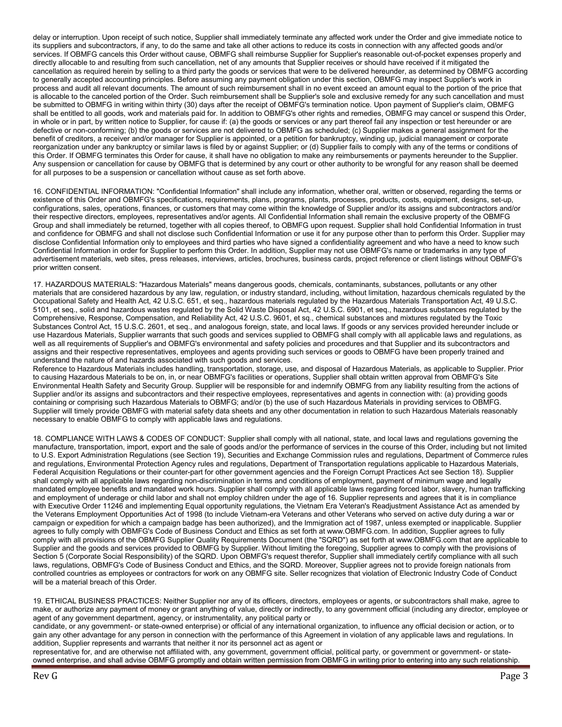delay or interruption. Upon receipt of such notice, Supplier shall immediately terminate any affected work under the Order and give immediate notice to its suppliers and subcontractors, if any, to do the same and take all other actions to reduce its costs in connection with any affected goods and/or services. If OBMFG cancels this Order without cause, OBMFG shall reimburse Supplier for Supplier's reasonable out-of-pocket expenses properly and directly allocable to and resulting from such cancellation, net of any amounts that Supplier receives or should have received if it mitigated the cancellation as required herein by selling to a third party the goods or services that were to be delivered hereunder, as determined by OBMFG according to generally accepted accounting principles. Before assuming any payment obligation under this section, OBMFG may inspect Supplier's work in process and audit all relevant documents. The amount of such reimbursement shall in no event exceed an amount equal to the portion of the price that is allocable to the canceled portion of the Order. Such reimbursement shall be Supplier's sole and exclusive remedy for any such cancellation and must be submitted to OBMFG in writing within thirty (30) days after the receipt of OBMFG's termination notice. Upon payment of Supplier's claim, OBMFG shall be entitled to all goods, work and materials paid for. In addition to OBMFG's other rights and remedies, OBMFG may cancel or suspend this Order, in whole or in part, by written notice to Supplier, for cause if: (a) the goods or services or any part thereof fail any inspection or test hereunder or are defective or non-conforming; (b) the goods or services are not delivered to OBMFG as scheduled; (c) Supplier makes a general assignment for the benefit of creditors, a receiver and/or manager for Supplier is appointed, or a petition for bankruptcy, winding up, judicial management or corporate reorganization under any bankruptcy or similar laws is filed by or against Supplier; or (d) Supplier fails to comply with any of the terms or conditions of this Order. If OBMFG terminates this Order for cause, it shall have no obligation to make any reimbursements or payments hereunder to the Supplier. Any suspension or cancellation for cause by OBMFG that is determined by any court or other authority to be wrongful for any reason shall be deemed for all purposes to be a suspension or cancellation without cause as set forth above.

16. CONFIDENTIAL INFORMATION: "Confidential Information" shall include any information, whether oral, written or observed, regarding the terms or existence of this Order and OBMFG's specifications, requirements, plans, programs, plants, processes, products, costs, equipment, designs, set-up, configurations, sales, operations, finances, or customers that may come within the knowledge of Supplier and/or its assigns and subcontractors and/or their respective directors, employees, representatives and/or agents. All Confidential Information shall remain the exclusive property of the OBMFG Group and shall immediately be returned, together with all copies thereof, to OBMFG upon request. Supplier shall hold Confidential Information in trust and confidence for OBMFG and shall not disclose such Confidential Information or use it for any purpose other than to perform this Order. Supplier may disclose Confidential Information only to employees and third parties who have signed a confidentiality agreement and who have a need to know such Confidential Information in order for Supplier to perform this Order. In addition, Supplier may not use OBMFG's name or trademarks in any type of advertisement materials, web sites, press releases, interviews, articles, brochures, business cards, project reference or client listings without OBMFG's prior written consent.

17. HAZARDOUS MATERIALS: "Hazardous Materials" means dangerous goods, chemicals, contaminants, substances, pollutants or any other materials that are considered hazardous by any law, regulation, or industry standard, including, without limitation, hazardous chemicals regulated by the Occupational Safety and Health Act, 42 U.S.C. 651, et seq., hazardous materials regulated by the Hazardous Materials Transportation Act, 49 U.S.C. 5101, et seq., solid and hazardous wastes regulated by the Solid Waste Disposal Act, 42 U.S.C. 6901, et seq., hazardous substances regulated by the Comprehensive, Response, Compensation, and Reliability Act, 42 U.S.C. 9601, et sq., chemical substances and mixtures regulated by the Toxic Substances Control Act, 15 U.S.C. 2601, et seq., and analogous foreign, state, and local laws. If goods or any services provided hereunder include or use Hazardous Materials, Supplier warrants that such goods and services supplied to OBMFG shall comply with all applicable laws and regulations, as well as all requirements of Supplier's and OBMFG's environmental and safety policies and procedures and that Supplier and its subcontractors and assigns and their respective representatives, employees and agents providing such services or goods to OBMFG have been properly trained and understand the nature of and hazards associated with such goods and services.
Reference to Hazardous Materials includes handling, transportation, storage, use, and disposal of Hazardous Materials, as applicable to Supplier. Prior to causing Hazardous Materials to be on, in, or near OBMFG's facilities or operations, Supplier shall obtain written approval from OBMFG's Site Environmental Health Safety and Security Group. Supplier will be responsible for and indemnify OBMFG from any liability resulting from the actions of Supplier and/or its assigns and subcontractors and their respective employees, representatives and agents in connection with: (a) providing goods containing or comprising such Hazardous Materials to OBMFG; and/or (b) the use of such Hazardous Materials in providing services to OBMFG. Supplier will timely provide OBMFG with material safety data sheets and any other documentation in relation to such Hazardous Materials reasonably necessary to enable OBMFG to comply with applicable laws and regulations.

18. COMPLIANCE WITH LAWS & CODES OF CONDUCT: Supplier shall comply with all national, state, and local laws and regulations governing the manufacture, transportation, import, export and the sale of goods and/or the performance of services in the course of this Order, including but not limited to U.S. Export Administration Regulations (see Section 19), Securities and Exchange Commission rules and regulations, Department of Commerce rules and regulations, Environmental Protection Agency rules and regulations, Department of Transportation regulations applicable to Hazardous Materials, Federal Acquisition Regulations or their counter-part for other government agencies and the Foreign Corrupt Practices Act see Section 18). Supplier shall comply with all applicable laws regarding non-discrimination in terms and conditions of employment, payment of minimum wage and legally mandated employee benefits and mandated work hours. Supplier shall comply with all applicable laws regarding forced labor, slavery, human trafficking and employment of underage or child labor and shall not employ children under the age of 16. Supplier represents and agrees that it is in compliance with Executive Order 11246 and implementing Equal opportunity regulations, the Vietnam Era Veteran's Readjustment Assistance Act as amended by the Veterans Employment Opportunities Act of 1998 (to include Vietnam-era Veterans and other Veterans who served on active duty during a war or campaign or expedition for which a campaign badge has been authorized), and the Immigration act of 1987, unless exempted or inapplicable. Supplier agrees to fully comply with OBMFG's Code of Business Conduct and Ethics as set forth at www.OBMFG.com. In addition, Supplier agrees to fully comply with all provisions of the OBMFG Supplier Quality Requirements Document (the "SQRD") as set forth at www.OBMFG.com that are applicable to Supplier and the goods and services provided to OBMFG by Supplier. Without limiting the foregoing, Supplier agrees to comply with the provisions of Section 5 (Corporate Social Responsibility) of the SQRD. Upon OBMFG's request therefor, Supplier shall immediately certify compliance with all such laws, regulations, OBMFG's Code of Business Conduct and Ethics, and the SQRD. Moreover, Supplier agrees not to provide foreign nationals from controlled countries as employees or contractors for work on any OBMFG site. Seller recognizes that violation of Electronic Industry Code of Conduct will be a material breach of this Order.

19. ETHICAL BUSINESS PRACTICES: Neither Supplier nor any of its officers, directors, employees or agents, or subcontractors shall make, agree to make, or authorize any payment of money or grant anything of value, directly or indirectly, to any government official (including any director, employee or agent of any government department, agency, or instrumentality, any political party or
candidate, or any government- or state-owned enterprise) or official of any international organization, to influence any official decision or action, or to gain any other advantage for any person in connection with the performance of this Agreement in violation of any applicable laws and regulations. In addition, Supplier represents and warrants that neither it nor its personnel act as agent or
representative for, and are otherwise not affiliated with, any government, government official, political party, or government or government- or state-owned enterprise, and shall advise OBMFG promptly and obtain written permission from OBMFG in writing prior to entering into any such relationship.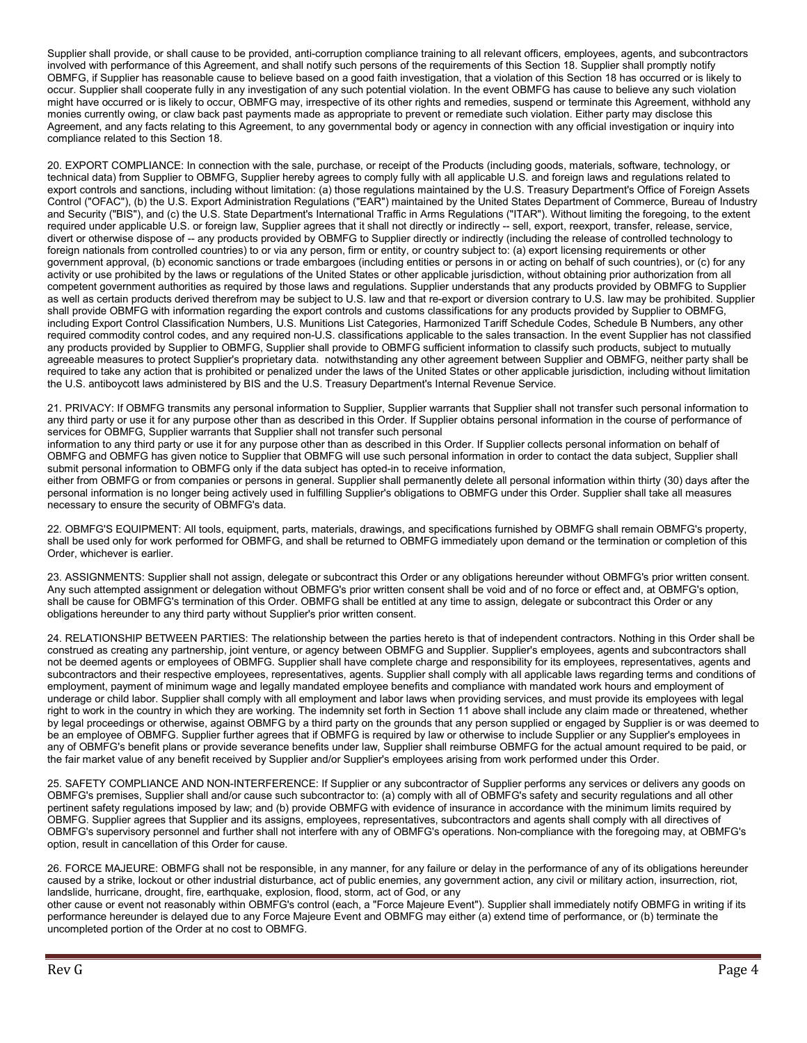Supplier shall provide, or shall cause to be provided, anti-corruption compliance training to all relevant officers, employees, agents, and subcontractors involved with performance of this Agreement, and shall notify such persons of the requirements of this Section 18. Supplier shall promptly notify OBMFG, if Supplier has reasonable cause to believe based on a good faith investigation, that a violation of this Section 18 has occurred or is likely to occur. Supplier shall cooperate fully in any investigation of any such potential violation. In the event OBMFG has cause to believe any such violation might have occurred or is likely to occur, OBMFG may, irrespective of its other rights and remedies, suspend or terminate this Agreement, withhold any monies currently owing, or claw back past payments made as appropriate to prevent or remediate such violation. Either party may disclose this Agreement, and any facts relating to this Agreement, to any governmental body or agency in connection with any official investigation or inquiry into compliance related to this Section 18.

20. EXPORT COMPLIANCE: In connection with the sale, purchase, or receipt of the Products (including goods, materials, software, technology, or technical data) from Supplier to OBMFG, Supplier hereby agrees to comply fully with all applicable U.S. and foreign laws and regulations related to export controls and sanctions, including without limitation: (a) those regulations maintained by the U.S. Treasury Department's Office of Foreign Assets Control ("OFAC"), (b) the U.S. Export Administration Regulations ("EAR") maintained by the United States Department of Commerce, Bureau of Industry and Security ("BIS"), and (c) the U.S. State Department's International Traffic in Arms Regulations ("ITAR"). Without limiting the foregoing, to the extent required under applicable U.S. or foreign law, Supplier agrees that it shall not directly or indirectly -- sell, export, reexport, transfer, release, service, divert or otherwise dispose of -- any products provided by OBMFG to Supplier directly or indirectly (including the release of controlled technology to foreign nationals from controlled countries) to or via any person, firm or entity, or country subject to: (a) export licensing requirements or other government approval, (b) economic sanctions or trade embargoes (including entities or persons in or acting on behalf of such countries), or (c) for any activity or use prohibited by the laws or regulations of the United States or other applicable jurisdiction, without obtaining prior authorization from all competent government authorities as required by those laws and regulations. Supplier understands that any products provided by OBMFG to Supplier as well as certain products derived therefrom may be subject to U.S. law and that re-export or diversion contrary to U.S. law may be prohibited. Supplier shall provide OBMFG with information regarding the export controls and customs classifications for any products provided by Supplier to OBMFG, including Export Control Classification Numbers, U.S. Munitions List Categories, Harmonized Tariff Schedule Codes, Schedule B Numbers, any other required commodity control codes, and any required non-U.S. classifications applicable to the sales transaction. In the event Supplier has not classified any products provided by Supplier to OBMFG, Supplier shall provide to OBMFG sufficient information to classify such products, subject to mutually agreeable measures to protect Supplier's proprietary data. notwithstanding any other agreement between Supplier and OBMFG, neither party shall be required to take any action that is prohibited or penalized under the laws of the United States or other applicable jurisdiction, including without limitation the U.S. antiboycott laws administered by BIS and the U.S. Treasury Department's Internal Revenue Service.

21. PRIVACY: If OBMFG transmits any personal information to Supplier, Supplier warrants that Supplier shall not transfer such personal information to any third party or use it for any purpose other than as described in this Order. If Supplier obtains personal information in the course of performance of services for OBMFG, Supplier warrants that Supplier shall not transfer such personal information to any third party or use it for any purpose other than as described in this Order. If Supplier collects personal information on behalf of OBMFG and OBMFG has given notice to Supplier that OBMFG will use such personal information in order to contact the data subject, Supplier shall submit personal information to OBMFG only if the data subject has opted-in to receive information, either from OBMFG or from companies or persons in general. Supplier shall permanently delete all personal information within thirty (30) days after the personal information is no longer being actively used in fulfilling Supplier's obligations to OBMFG under this Order. Supplier shall take all measures necessary to ensure the security of OBMFG's data.

22. OBMFG'S EQUIPMENT: All tools, equipment, parts, materials, drawings, and specifications furnished by OBMFG shall remain OBMFG's property, shall be used only for work performed for OBMFG, and shall be returned to OBMFG immediately upon demand or the termination or completion of this Order, whichever is earlier.

23. ASSIGNMENTS: Supplier shall not assign, delegate or subcontract this Order or any obligations hereunder without OBMFG's prior written consent. Any such attempted assignment or delegation without OBMFG's prior written consent shall be void and of no force or effect and, at OBMFG's option, shall be cause for OBMFG's termination of this Order. OBMFG shall be entitled at any time to assign, delegate or subcontract this Order or any obligations hereunder to any third party without Supplier's prior written consent.

24. RELATIONSHIP BETWEEN PARTIES: The relationship between the parties hereto is that of independent contractors. Nothing in this Order shall be construed as creating any partnership, joint venture, or agency between OBMFG and Supplier. Supplier's employees, agents and subcontractors shall not be deemed agents or employees of OBMFG. Supplier shall have complete charge and responsibility for its employees, representatives, agents and subcontractors and their respective employees, representatives, agents. Supplier shall comply with all applicable laws regarding terms and conditions of employment, payment of minimum wage and legally mandated employee benefits and compliance with mandated work hours and employment of underage or child labor. Supplier shall comply with all employment and labor laws when providing services, and must provide its employees with legal right to work in the country in which they are working. The indemnity set forth in Section 11 above shall include any claim made or threatened, whether by legal proceedings or otherwise, against OBMFG by a third party on the grounds that any person supplied or engaged by Supplier is or was deemed to be an employee of OBMFG. Supplier further agrees that if OBMFG is required by law or otherwise to include Supplier or any Supplier's employees in any of OBMFG's benefit plans or provide severance benefits under law, Supplier shall reimburse OBMFG for the actual amount required to be paid, or the fair market value of any benefit received by Supplier and/or Supplier's employees arising from work performed under this Order.

25. SAFETY COMPLIANCE AND NON-INTERFERENCE: If Supplier or any subcontractor of Supplier performs any services or delivers any goods on OBMFG's premises, Supplier shall and/or cause such subcontractor to: (a) comply with all of OBMFG's safety and security regulations and all other pertinent safety regulations imposed by law; and (b) provide OBMFG with evidence of insurance in accordance with the minimum limits required by OBMFG. Supplier agrees that Supplier and its assigns, employees, representatives, subcontractors and agents shall comply with all directives of OBMFG's supervisory personnel and further shall not interfere with any of OBMFG's operations. Non-compliance with the foregoing may, at OBMFG's option, result in cancellation of this Order for cause.

26. FORCE MAJEURE: OBMFG shall not be responsible, in any manner, for any failure or delay in the performance of any of its obligations hereunder caused by a strike, lockout or other industrial disturbance, act of public enemies, any government action, any civil or military action, insurrection, riot, landslide, hurricane, drought, fire, earthquake, explosion, flood, storm, act of God, or any other cause or event not reasonably within OBMFG's control (each, a "Force Majeure Event"). Supplier shall immediately notify OBMFG in writing if its performance hereunder is delayed due to any Force Majeure Event and OBMFG may either (a) extend time of performance, or (b) terminate the uncompleted portion of the Order at no cost to OBMFG.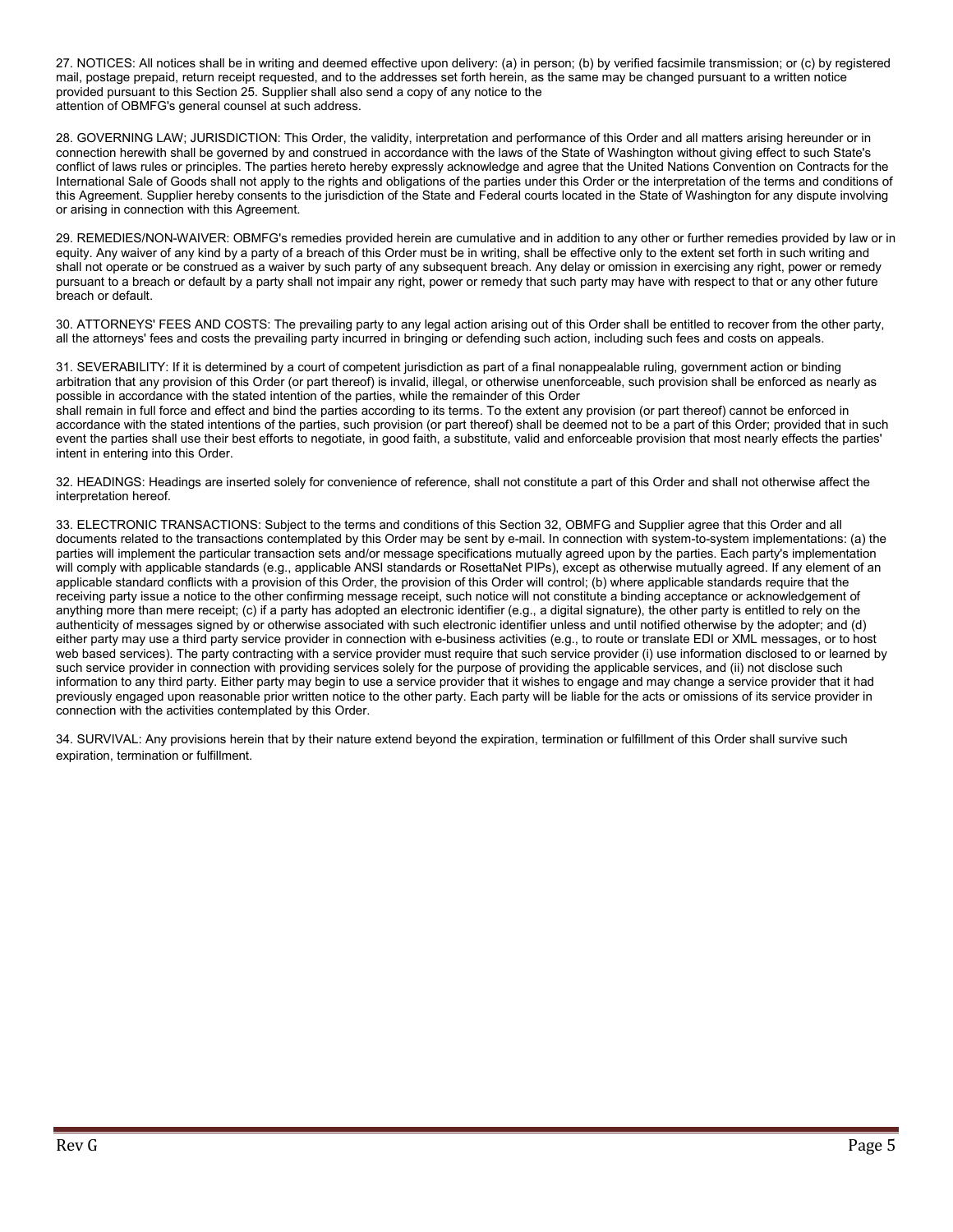27. NOTICES: All notices shall be in writing and deemed effective upon delivery: (a) in person; (b) by verified facsimile transmission; or (c) by registered mail, postage prepaid, return receipt requested, and to the addresses set forth herein, as the same may be changed pursuant to a written notice provided pursuant to this Section 25. Supplier shall also send a copy of any notice to the attention of OBMFG's general counsel at such address.

28. GOVERNING LAW; JURISDICTION: This Order, the validity, interpretation and performance of this Order and all matters arising hereunder or in connection herewith shall be governed by and construed in accordance with the laws of the State of Washington without giving effect to such State's conflict of laws rules or principles. The parties hereto hereby expressly acknowledge and agree that the United Nations Convention on Contracts for the International Sale of Goods shall not apply to the rights and obligations of the parties under this Order or the interpretation of the terms and conditions of this Agreement. Supplier hereby consents to the jurisdiction of the State and Federal courts located in the State of Washington for any dispute involving or arising in connection with this Agreement.

29. REMEDIES/NON-WAIVER: OBMFG's remedies provided herein are cumulative and in addition to any other or further remedies provided by law or in equity. Any waiver of any kind by a party of a breach of this Order must be in writing, shall be effective only to the extent set forth in such writing and shall not operate or be construed as a waiver by such party of any subsequent breach. Any delay or omission in exercising any right, power or remedy pursuant to a breach or default by a party shall not impair any right, power or remedy that such party may have with respect to that or any other future breach or default.

30. ATTORNEYS' FEES AND COSTS: The prevailing party to any legal action arising out of this Order shall be entitled to recover from the other party, all the attorneys' fees and costs the prevailing party incurred in bringing or defending such action, including such fees and costs on appeals.

31. SEVERABILITY: If it is determined by a court of competent jurisdiction as part of a final nonappealable ruling, government action or binding arbitration that any provision of this Order (or part thereof) is invalid, illegal, or otherwise unenforceable, such provision shall be enforced as nearly as possible in accordance with the stated intention of the parties, while the remainder of this Order shall remain in full force and effect and bind the parties according to its terms. To the extent any provision (or part thereof) cannot be enforced in accordance with the stated intentions of the parties, such provision (or part thereof) shall be deemed not to be a part of this Order; provided that in such event the parties shall use their best efforts to negotiate, in good faith, a substitute, valid and enforceable provision that most nearly effects the parties' intent in entering into this Order.

32. HEADINGS: Headings are inserted solely for convenience of reference, shall not constitute a part of this Order and shall not otherwise affect the interpretation hereof.

33. ELECTRONIC TRANSACTIONS: Subject to the terms and conditions of this Section 32, OBMFG and Supplier agree that this Order and all documents related to the transactions contemplated by this Order may be sent by e-mail. In connection with system-to-system implementations: (a) the parties will implement the particular transaction sets and/or message specifications mutually agreed upon by the parties. Each party's implementation will comply with applicable standards (e.g., applicable ANSI standards or RosettaNet PIPs), except as otherwise mutually agreed. If any element of an applicable standard conflicts with a provision of this Order, the provision of this Order will control; (b) where applicable standards require that the receiving party issue a notice to the other confirming message receipt, such notice will not constitute a binding acceptance or acknowledgement of anything more than mere receipt; (c) if a party has adopted an electronic identifier (e.g., a digital signature), the other party is entitled to rely on the authenticity of messages signed by or otherwise associated with such electronic identifier unless and until notified otherwise by the adopter; and (d) either party may use a third party service provider in connection with e-business activities (e.g., to route or translate EDI or XML messages, or to host web based services). The party contracting with a service provider must require that such service provider (i) use information disclosed to or learned by such service provider in connection with providing services solely for the purpose of providing the applicable services, and (ii) not disclose such information to any third party. Either party may begin to use a service provider that it wishes to engage and may change a service provider that it had previously engaged upon reasonable prior written notice to the other party. Each party will be liable for the acts or omissions of its service provider in connection with the activities contemplated by this Order.

34. SURVIVAL: Any provisions herein that by their nature extend beyond the expiration, termination or fulfillment of this Order shall survive such expiration, termination or fulfillment.